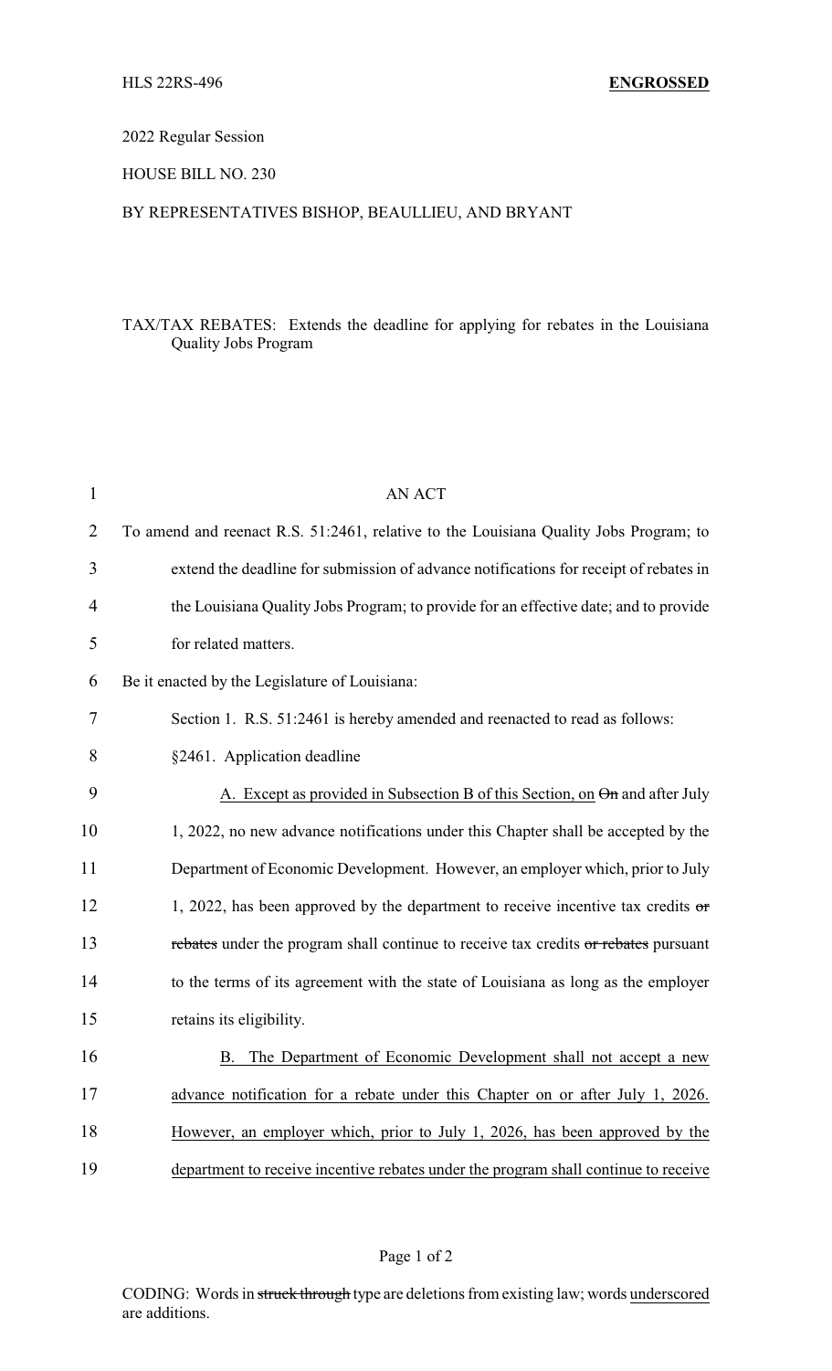HLS 22RS-496 **ENGROSSED**

2022 Regular Session

HOUSE BILL NO. 230

BY REPRESENTATIVES BISHOP, BEAULLIEU, AND BRYANT

TAX/TAX REBATES: Extends the deadline for applying for rebates in the Louisiana Quality Jobs Program

AN ACT

To amend and reenact R.S. 51:2461, relative to the Louisiana Quality Jobs Program; to extend the deadline for submission of advance notifications for receipt of rebates in the Louisiana Quality Jobs Program; to provide for an effective date; and to provide for related matters.

Be it enacted by the Legislature of Louisiana:

Section 1. R.S. 51:2461 is hereby amended and reenacted to read as follows:

§2461. Application deadline

A. Except as provided in Subsection B of this Section, on ~~On~~ and after July 1, 2022, no new advance notifications under this Chapter shall be accepted by the Department of Economic Development. However, an employer which, prior to July 1, 2022, has been approved by the department to receive incentive tax credits ~~or rebates~~ under the program shall continue to receive tax credits ~~or rebates~~ pursuant to the terms of its agreement with the state of Louisiana as long as the employer retains its eligibility.

B. The Department of Economic Development shall not accept a new advance notification for a rebate under this Chapter on or after July 1, 2026. However, an employer which, prior to July 1, 2026, has been approved by the department to receive incentive rebates under the program shall continue to receive

CODING: Words in ~~struck through~~ type are deletions from existing law; words underscored are additions.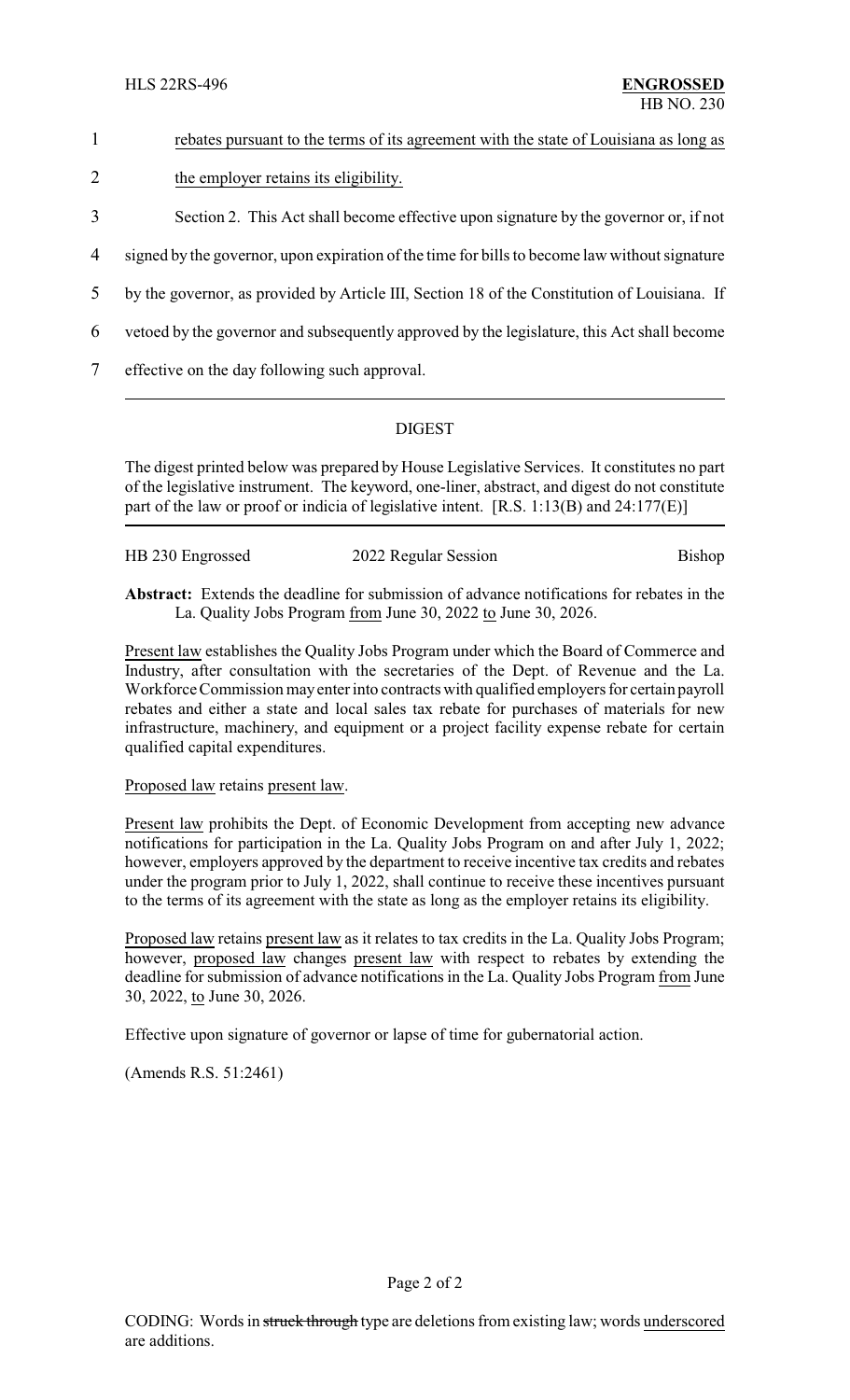<u>rebates pursuant to the terms of its agreement with the state of Louisiana as long as the employer retains its eligibility.</u>

Section 2. This Act shall become effective upon signature by the governor or, if not signed by the governor, upon expiration of the time for bills to become law without signature by the governor, as provided by Article III, Section 18 of the Constitution of Louisiana. If vetoed by the governor and subsequently approved by the legislature, this Act shall become effective on the day following such approval.

---

## DIGEST

The digest printed below was prepared by House Legislative Services. It constitutes no part of the legislative instrument. The keyword, one-liner, abstract, and digest do not constitute part of the law or proof or indicia of legislative intent. [R.S. 1:13(B) and 24:177(E)]

HB 230 Engrossed 2022 Regular Session Bishop

**Abstract:** Extends the deadline for submission of advance notifications for rebates in the La. Quality Jobs Program <u>from</u> June 30, 2022 <u>to</u> June 30, 2026.

<u>Present law</u> establishes the Quality Jobs Program under which the Board of Commerce and Industry, after consultation with the secretaries of the Dept. of Revenue and the La. Workforce Commission may enter into contracts with qualified employers for certain payroll rebates and either a state and local sales tax rebate for purchases of materials for new infrastructure, machinery, and equipment or a project facility expense rebate for certain qualified capital expenditures.

<u>Proposed law</u> retains <u>present law</u>.

<u>Present law</u> prohibits the Dept. of Economic Development from accepting new advance notifications for participation in the La. Quality Jobs Program on and after July 1, 2022; however, employers approved by the department to receive incentive tax credits and rebates under the program prior to July 1, 2022, shall continue to receive these incentives pursuant to the terms of its agreement with the state as long as the employer retains its eligibility.

<u>Proposed law</u> retains <u>present law</u> as it relates to tax credits in the La. Quality Jobs Program; however, <u>proposed law</u> changes <u>present law</u> with respect to rebates by extending the deadline for submission of advance notifications in the La. Quality Jobs Program <u>from</u> June 30, 2022, <u>to</u> June 30, 2026.

Effective upon signature of governor or lapse of time for gubernatorial action.

(Amends R.S. 51:2461)

CODING: Words in ~~struck through~~ type are deletions from existing law; words <u>underscored</u> are additions.